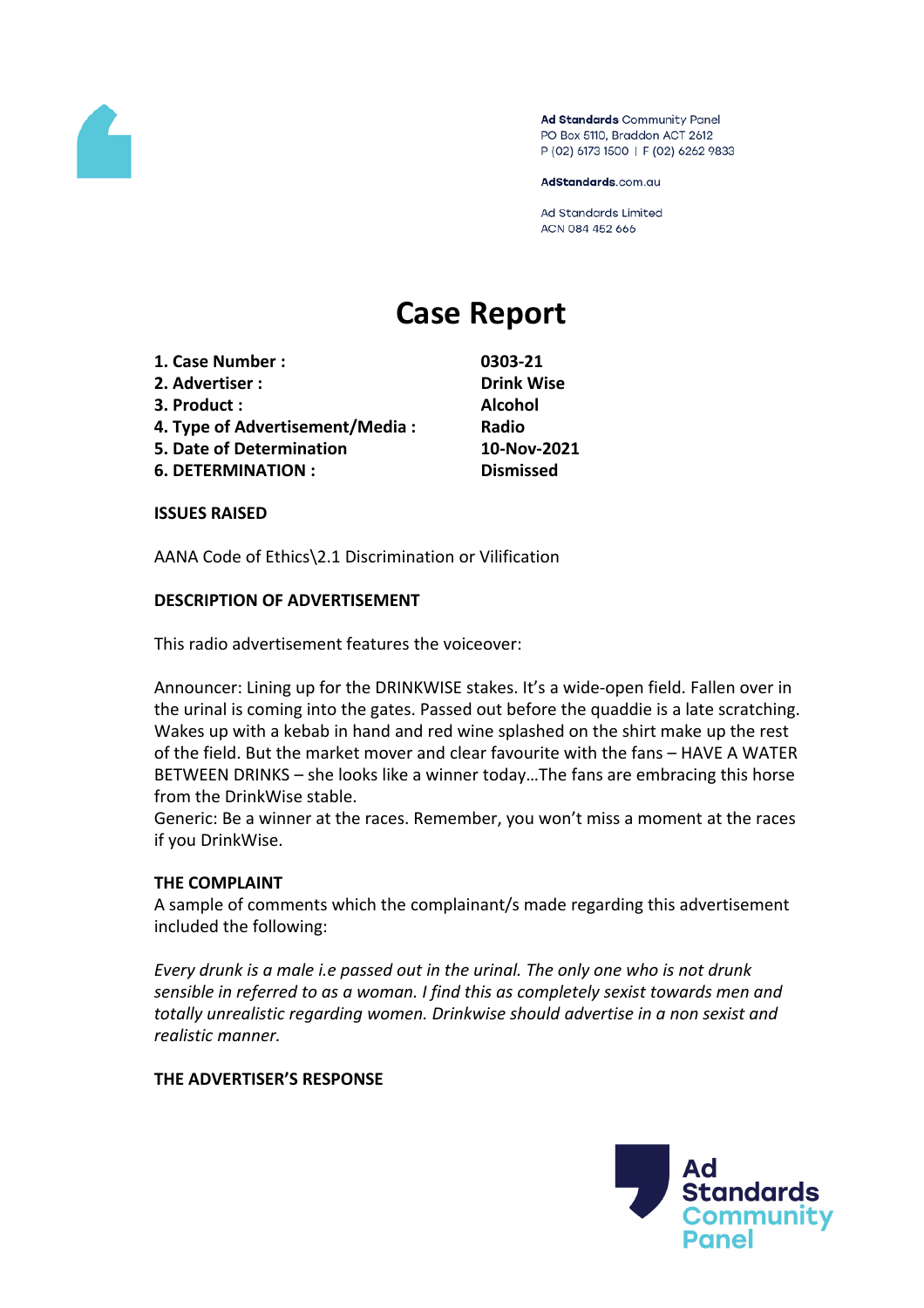Ad Standards Community Panel
PO Box 5110, Braddon ACT 2612
P (02) 6173 1500 | F (02) 6262 9833

AdStandards.com.au

Ad Standards Limited
ACN 084 452 666

# Case Report

| | |
|---|---|
| **1. Case Number :** | **0303-21** |
| **2. Advertiser :** | **Drink Wise** |
| **3. Product :** | **Alcohol** |
| **4. Type of Advertisement/Media :** | **Radio** |
| **5. Date of Determination** | **10-Nov-2021** |
| **6. DETERMINATION :** | **Dismissed** |

**ISSUES RAISED**

AANA Code of Ethics\2.1 Discrimination or Vilification

**DESCRIPTION OF ADVERTISEMENT**

This radio advertisement features the voiceover:

Announcer: Lining up for the DRINKWISE stakes. It's a wide-open field. Fallen over in the urinal is coming into the gates. Passed out before the quaddie is a late scratching. Wakes up with a kebab in hand and red wine splashed on the shirt make up the rest of the field. But the market mover and clear favourite with the fans – HAVE A WATER BETWEEN DRINKS – she looks like a winner today…The fans are embracing this horse from the DrinkWise stable.
Generic: Be a winner at the races. Remember, you won't miss a moment at the races if you DrinkWise.

**THE COMPLAINT**
A sample of comments which the complainant/s made regarding this advertisement included the following:

*Every drunk is a male i.e passed out in the urinal. The only one who is not drunk sensible in referred to as a woman. I find this as completely sexist towards men and totally unrealistic regarding women. Drinkwise should advertise in a non sexist and realistic manner.*

**THE ADVERTISER'S RESPONSE**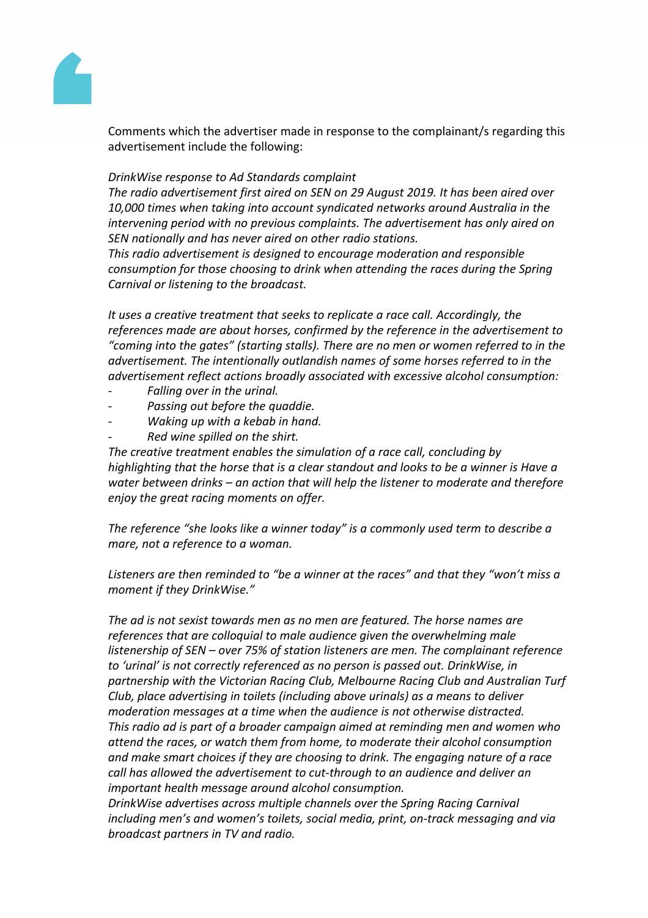Comments which the advertiser made in response to the complainant/s regarding this advertisement include the following:

*DrinkWise response to Ad Standards complaint*

*The radio advertisement first aired on SEN on 29 August 2019. It has been aired over 10,000 times when taking into account syndicated networks around Australia in the intervening period with no previous complaints. The advertisement has only aired on SEN nationally and has never aired on other radio stations.*

*This radio advertisement is designed to encourage moderation and responsible consumption for those choosing to drink when attending the races during the Spring Carnival or listening to the broadcast.*

*It uses a creative treatment that seeks to replicate a race call. Accordingly, the references made are about horses, confirmed by the reference in the advertisement to "coming into the gates" (starting stalls). There are no men or women referred to in the advertisement. The intentionally outlandish names of some horses referred to in the advertisement reflect actions broadly associated with excessive alcohol consumption:*

- *Falling over in the urinal.*
- *Passing out before the quaddie.*
- *Waking up with a kebab in hand.*
- *Red wine spilled on the shirt.*

*The creative treatment enables the simulation of a race call, concluding by highlighting that the horse that is a clear standout and looks to be a winner is Have a water between drinks – an action that will help the listener to moderate and therefore enjoy the great racing moments on offer.*

*The reference "she looks like a winner today" is a commonly used term to describe a mare, not a reference to a woman.*

*Listeners are then reminded to "be a winner at the races" and that they "won't miss a moment if they DrinkWise."*

*The ad is not sexist towards men as no men are featured. The horse names are references that are colloquial to male audience given the overwhelming male listenership of SEN – over 75% of station listeners are men. The complainant reference to 'urinal' is not correctly referenced as no person is passed out. DrinkWise, in partnership with the Victorian Racing Club, Melbourne Racing Club and Australian Turf Club, place advertising in toilets (including above urinals) as a means to deliver moderation messages at a time when the audience is not otherwise distracted.*

*This radio ad is part of a broader campaign aimed at reminding men and women who attend the races, or watch them from home, to moderate their alcohol consumption and make smart choices if they are choosing to drink. The engaging nature of a race call has allowed the advertisement to cut-through to an audience and deliver an important health message around alcohol consumption.*

*DrinkWise advertises across multiple channels over the Spring Racing Carnival including men's and women's toilets, social media, print, on-track messaging and via broadcast partners in TV and radio.*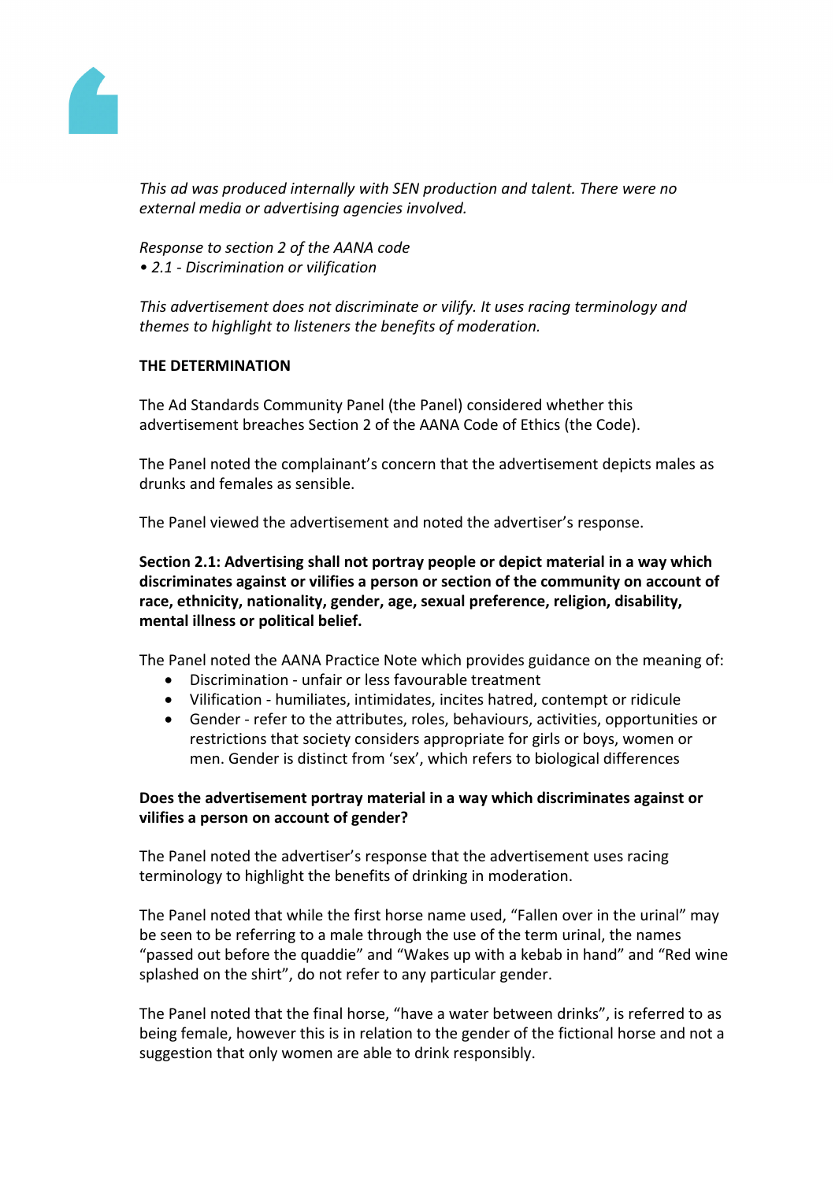*This ad was produced internally with SEN production and talent. There were no external media or advertising agencies involved.*

*Response to section 2 of the AANA code*
*• 2.1 - Discrimination or vilification*

*This advertisement does not discriminate or vilify. It uses racing terminology and themes to highlight to listeners the benefits of moderation.*

**THE DETERMINATION**

The Ad Standards Community Panel (the Panel) considered whether this advertisement breaches Section 2 of the AANA Code of Ethics (the Code).

The Panel noted the complainant's concern that the advertisement depicts males as drunks and females as sensible.

The Panel viewed the advertisement and noted the advertiser's response.

**Section 2.1: Advertising shall not portray people or depict material in a way which discriminates against or vilifies a person or section of the community on account of race, ethnicity, nationality, gender, age, sexual preference, religion, disability, mental illness or political belief.**

The Panel noted the AANA Practice Note which provides guidance on the meaning of:

- Discrimination - unfair or less favourable treatment
- Vilification - humiliates, intimidates, incites hatred, contempt or ridicule
- Gender - refer to the attributes, roles, behaviours, activities, opportunities or restrictions that society considers appropriate for girls or boys, women or men. Gender is distinct from 'sex', which refers to biological differences

**Does the advertisement portray material in a way which discriminates against or vilifies a person on account of gender?**

The Panel noted the advertiser's response that the advertisement uses racing terminology to highlight the benefits of drinking in moderation.

The Panel noted that while the first horse name used, "Fallen over in the urinal" may be seen to be referring to a male through the use of the term urinal, the names "passed out before the quaddie" and "Wakes up with a kebab in hand" and "Red wine splashed on the shirt", do not refer to any particular gender.

The Panel noted that the final horse, "have a water between drinks", is referred to as being female, however this is in relation to the gender of the fictional horse and not a suggestion that only women are able to drink responsibly.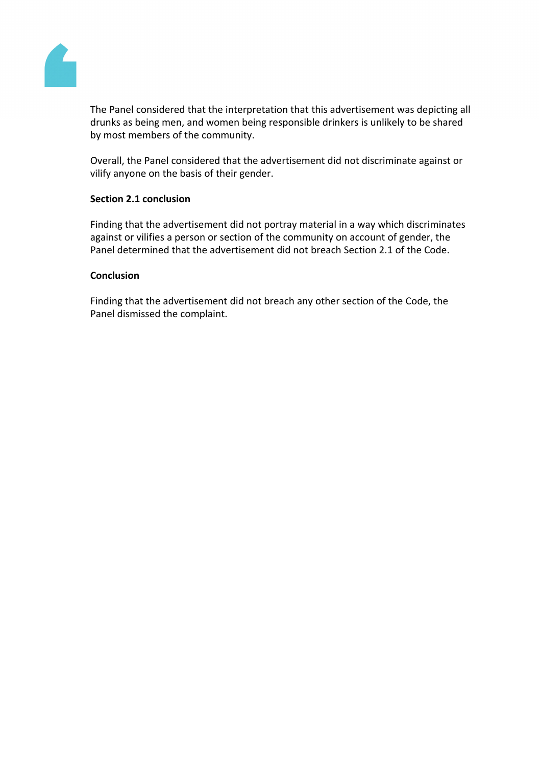The Panel considered that the interpretation that this advertisement was depicting all drunks as being men, and women being responsible drinkers is unlikely to be shared by most members of the community.

Overall, the Panel considered that the advertisement did not discriminate against or vilify anyone on the basis of their gender.

**Section 2.1 conclusion**

Finding that the advertisement did not portray material in a way which discriminates against or vilifies a person or section of the community on account of gender, the Panel determined that the advertisement did not breach Section 2.1 of the Code.

**Conclusion**

Finding that the advertisement did not breach any other section of the Code, the Panel dismissed the complaint.